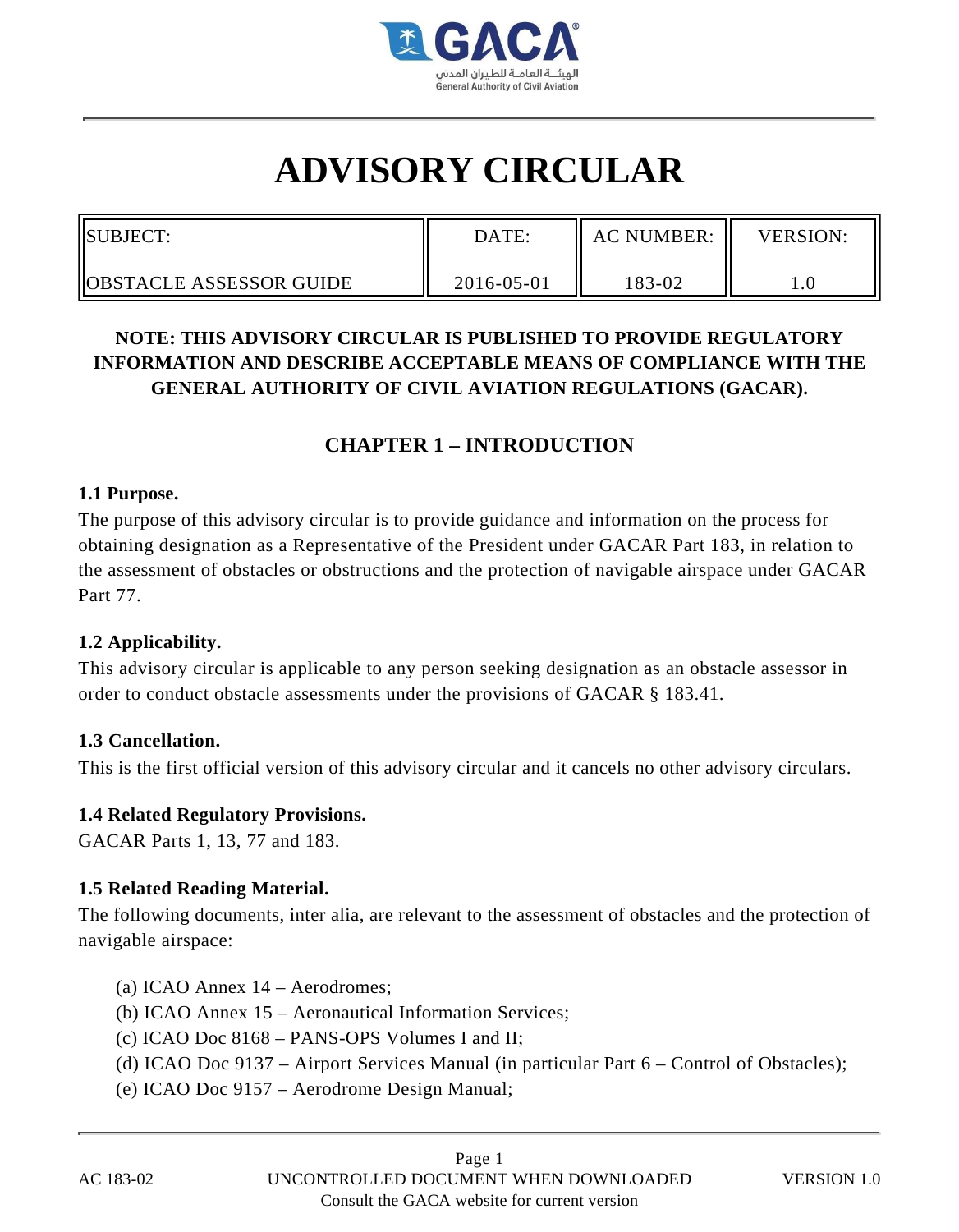# ADVISORY CIRCULAR

| SUBJECT: | DATE: | AC NUMBER: | VERSION: |
|---|---|---|---|
| OBSTACLE ASSESSOR GUIDE | 2016-05-01 | 183-02 | 1.0 |

**NOTE: THIS ADVISORY CIRCULAR IS PUBLISHED TO PROVIDE REGULATORY INFORMATION AND DESCRIBE ACCEPTABLE MEANS OF COMPLIANCE WITH THE GENERAL AUTHORITY OF CIVIL AVIATION REGULATIONS (GACAR).**

## CHAPTER 1 – INTRODUCTION

### 1.1 Purpose.

The purpose of this advisory circular is to provide guidance and information on the process for obtaining designation as a Representative of the President under GACAR Part 183, in relation to the assessment of obstacles or obstructions and the protection of navigable airspace under GACAR Part 77.

### 1.2 Applicability.

This advisory circular is applicable to any person seeking designation as an obstacle assessor in order to conduct obstacle assessments under the provisions of GACAR § 183.41.

### 1.3 Cancellation.

This is the first official version of this advisory circular and it cancels no other advisory circulars.

### 1.4 Related Regulatory Provisions.

GACAR Parts 1, 13, 77 and 183.

### 1.5 Related Reading Material.

The following documents, inter alia, are relevant to the assessment of obstacles and the protection of navigable airspace:

(a) ICAO Annex 14 – Aerodromes;
(b) ICAO Annex 15 – Aeronautical Information Services;
(c) ICAO Doc 8168 – PANS-OPS Volumes I and II;
(d) ICAO Doc 9137 – Airport Services Manual (in particular Part 6 – Control of Obstacles);
(e) ICAO Doc 9157 – Aerodrome Design Manual;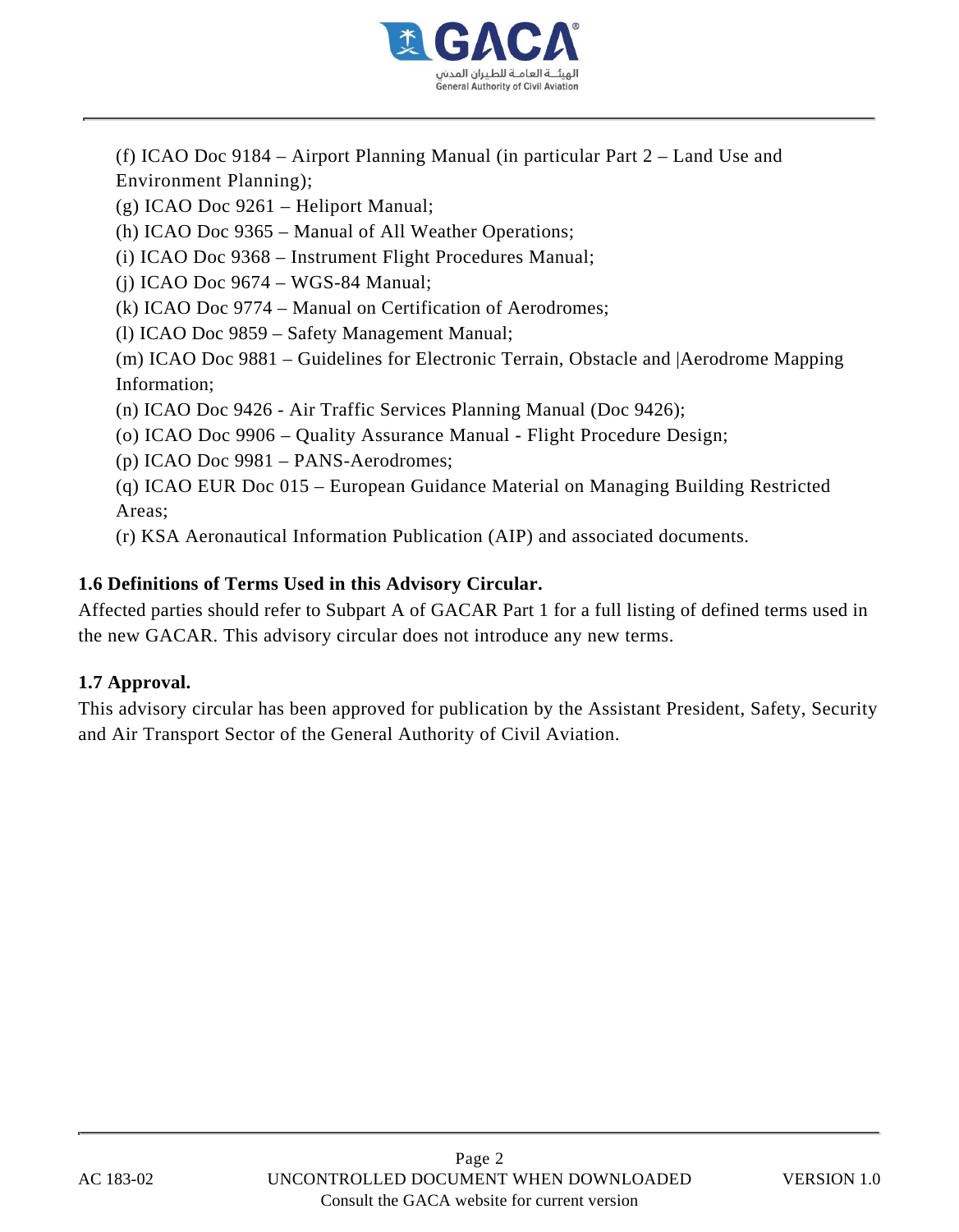(f) ICAO Doc 9184 – Airport Planning Manual (in particular Part 2 – Land Use and Environment Planning);
(g) ICAO Doc 9261 – Heliport Manual;
(h) ICAO Doc 9365 – Manual of All Weather Operations;
(i) ICAO Doc 9368 – Instrument Flight Procedures Manual;
(j) ICAO Doc 9674 – WGS-84 Manual;
(k) ICAO Doc 9774 – Manual on Certification of Aerodromes;
(l) ICAO Doc 9859 – Safety Management Manual;
(m) ICAO Doc 9881 – Guidelines for Electronic Terrain, Obstacle and |Aerodrome Mapping Information;
(n) ICAO Doc 9426 - Air Traffic Services Planning Manual (Doc 9426);
(o) ICAO Doc 9906 – Quality Assurance Manual - Flight Procedure Design;
(p) ICAO Doc 9981 – PANS-Aerodromes;
(q) ICAO EUR Doc 015 – European Guidance Material on Managing Building Restricted Areas;
(r) KSA Aeronautical Information Publication (AIP) and associated documents.

**1.6 Definitions of Terms Used in this Advisory Circular.**
Affected parties should refer to Subpart A of GACAR Part 1 for a full listing of defined terms used in the new GACAR. This advisory circular does not introduce any new terms.

**1.7 Approval.**
This advisory circular has been approved for publication by the Assistant President, Safety, Security and Air Transport Sector of the General Authority of Civil Aviation.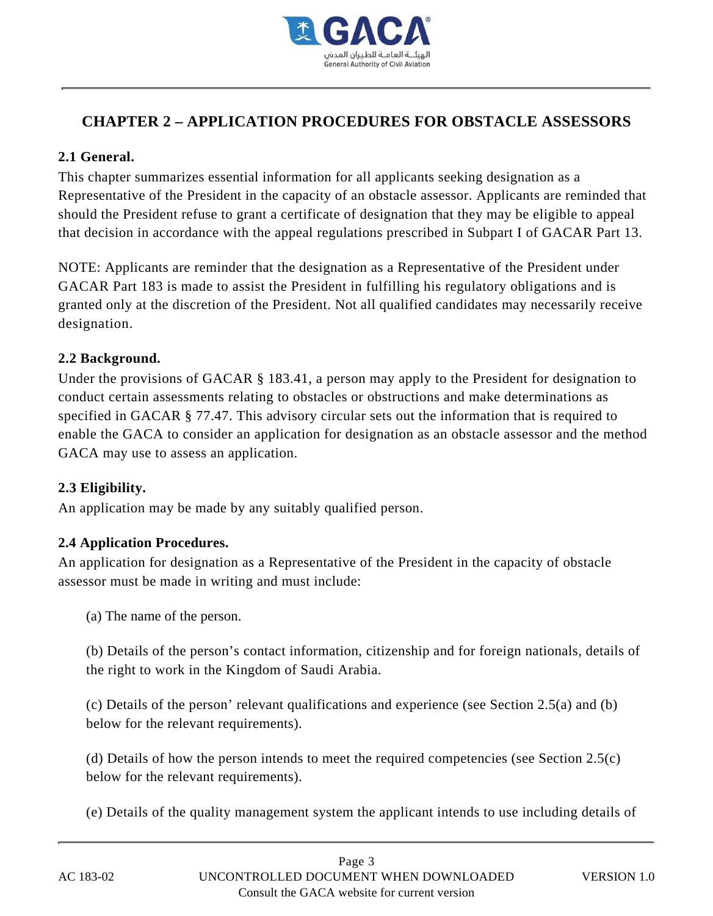# CHAPTER 2 – APPLICATION PROCEDURES FOR OBSTACLE ASSESSORS

**2.1 General.**

This chapter summarizes essential information for all applicants seeking designation as a Representative of the President in the capacity of an obstacle assessor. Applicants are reminded that should the President refuse to grant a certificate of designation that they may be eligible to appeal that decision in accordance with the appeal regulations prescribed in Subpart I of GACAR Part 13.

NOTE: Applicants are reminder that the designation as a Representative of the President under GACAR Part 183 is made to assist the President in fulfilling his regulatory obligations and is granted only at the discretion of the President. Not all qualified candidates may necessarily receive designation.

**2.2 Background.**

Under the provisions of GACAR § 183.41, a person may apply to the President for designation to conduct certain assessments relating to obstacles or obstructions and make determinations as specified in GACAR § 77.47. This advisory circular sets out the information that is required to enable the GACA to consider an application for designation as an obstacle assessor and the method GACA may use to assess an application.

**2.3 Eligibility.**

An application may be made by any suitably qualified person.

**2.4 Application Procedures.**

An application for designation as a Representative of the President in the capacity of obstacle assessor must be made in writing and must include:

(a) The name of the person.

(b) Details of the person's contact information, citizenship and for foreign nationals, details of the right to work in the Kingdom of Saudi Arabia.

(c) Details of the person' relevant qualifications and experience (see Section 2.5(a) and (b) below for the relevant requirements).

(d) Details of how the person intends to meet the required competencies (see Section 2.5(c) below for the relevant requirements).

(e) Details of the quality management system the applicant intends to use including details of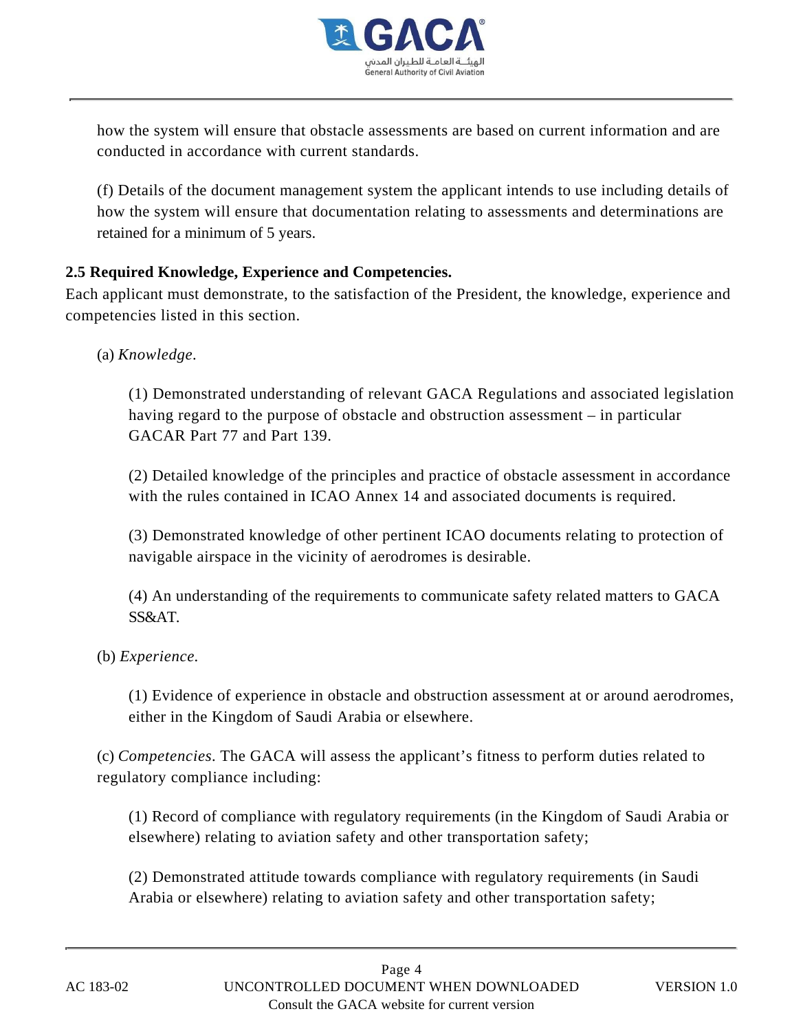how the system will ensure that obstacle assessments are based on current information and are conducted in accordance with current standards.

(f) Details of the document management system the applicant intends to use including details of how the system will ensure that documentation relating to assessments and determinations are retained for a minimum of 5 years.

**2.5 Required Knowledge, Experience and Competencies.**
Each applicant must demonstrate, to the satisfaction of the President, the knowledge, experience and competencies listed in this section.

(a) *Knowledge*.

(1) Demonstrated understanding of relevant GACA Regulations and associated legislation having regard to the purpose of obstacle and obstruction assessment – in particular GACAR Part 77 and Part 139.

(2) Detailed knowledge of the principles and practice of obstacle assessment in accordance with the rules contained in ICAO Annex 14 and associated documents is required.

(3) Demonstrated knowledge of other pertinent ICAO documents relating to protection of navigable airspace in the vicinity of aerodromes is desirable.

(4) An understanding of the requirements to communicate safety related matters to GACA SS&AT.

(b) *Experience*.

(1) Evidence of experience in obstacle and obstruction assessment at or around aerodromes, either in the Kingdom of Saudi Arabia or elsewhere.

(c) *Competencies*. The GACA will assess the applicant's fitness to perform duties related to regulatory compliance including:

(1) Record of compliance with regulatory requirements (in the Kingdom of Saudi Arabia or elsewhere) relating to aviation safety and other transportation safety;

(2) Demonstrated attitude towards compliance with regulatory requirements (in Saudi Arabia or elsewhere) relating to aviation safety and other transportation safety;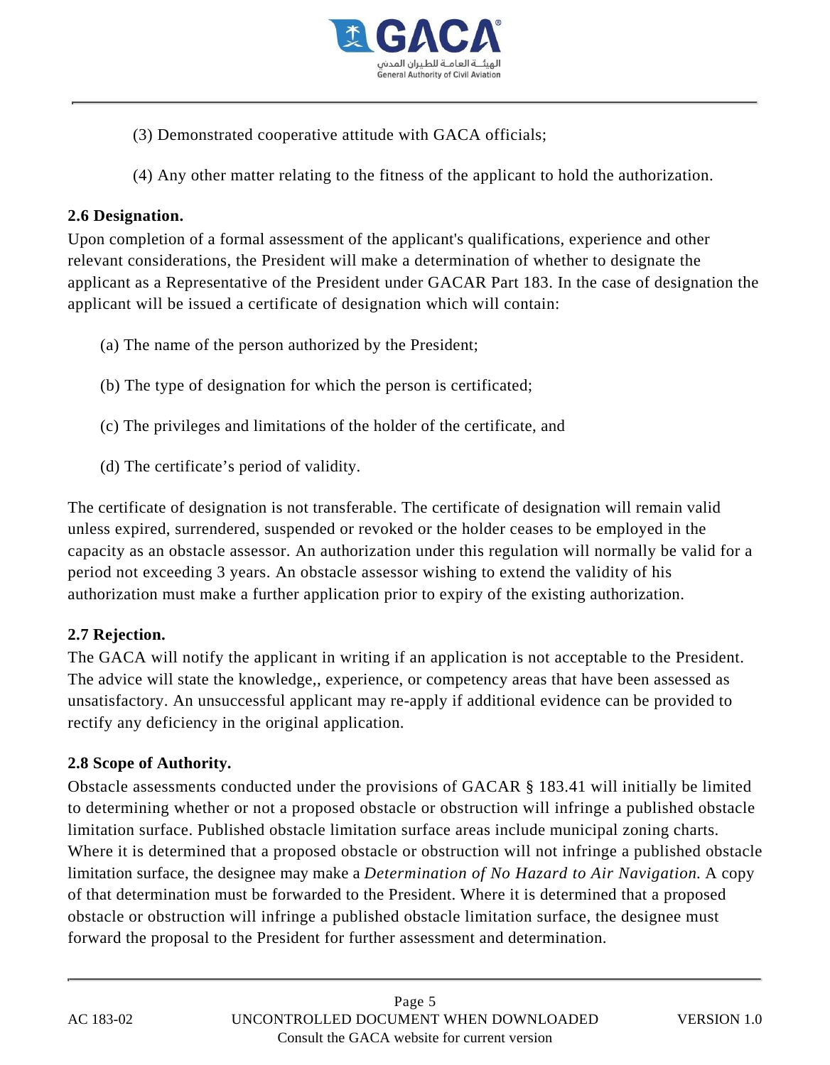(3) Demonstrated cooperative attitude with GACA officials;

(4) Any other matter relating to the fitness of the applicant to hold the authorization.

**2.6 Designation.**

Upon completion of a formal assessment of the applicant's qualifications, experience and other relevant considerations, the President will make a determination of whether to designate the applicant as a Representative of the President under GACAR Part 183. In the case of designation the applicant will be issued a certificate of designation which will contain:

(a) The name of the person authorized by the President;

(b) The type of designation for which the person is certificated;

(c) The privileges and limitations of the holder of the certificate, and

(d) The certificate's period of validity.

The certificate of designation is not transferable. The certificate of designation will remain valid unless expired, surrendered, suspended or revoked or the holder ceases to be employed in the capacity as an obstacle assessor. An authorization under this regulation will normally be valid for a period not exceeding 3 years. An obstacle assessor wishing to extend the validity of his authorization must make a further application prior to expiry of the existing authorization.

**2.7 Rejection.**

The GACA will notify the applicant in writing if an application is not acceptable to the President. The advice will state the knowledge,, experience, or competency areas that have been assessed as unsatisfactory. An unsuccessful applicant may re-apply if additional evidence can be provided to rectify any deficiency in the original application.

**2.8 Scope of Authority.**

Obstacle assessments conducted under the provisions of GACAR § 183.41 will initially be limited to determining whether or not a proposed obstacle or obstruction will infringe a published obstacle limitation surface. Published obstacle limitation surface areas include municipal zoning charts. Where it is determined that a proposed obstacle or obstruction will not infringe a published obstacle limitation surface, the designee may make a *Determination of No Hazard to Air Navigation.* A copy of that determination must be forwarded to the President. Where it is determined that a proposed obstacle or obstruction will infringe a published obstacle limitation surface, the designee must forward the proposal to the President for further assessment and determination.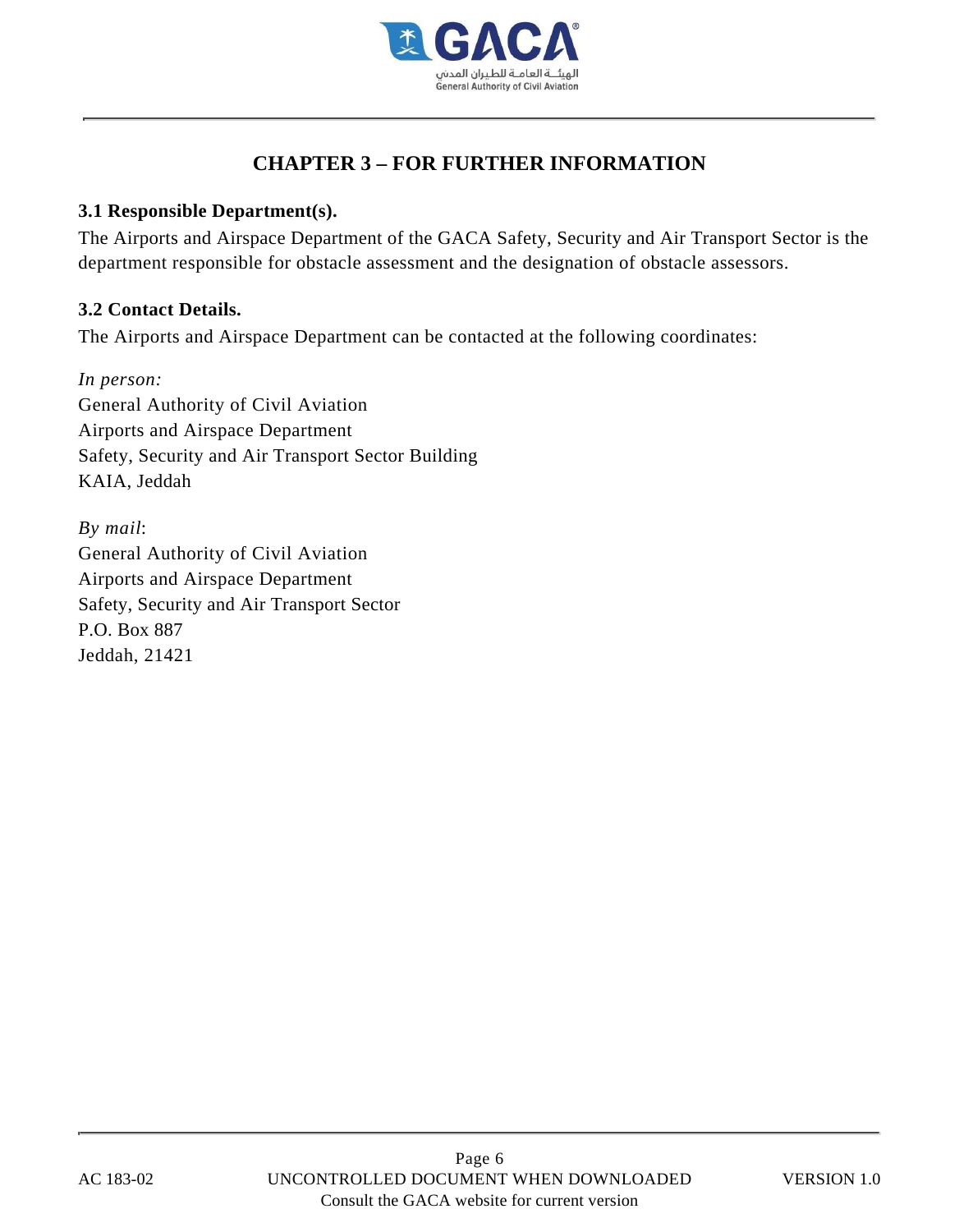# CHAPTER 3 – FOR FURTHER INFORMATION

**3.1 Responsible Department(s).**

The Airports and Airspace Department of the GACA Safety, Security and Air Transport Sector is the department responsible for obstacle assessment and the designation of obstacle assessors.

**3.2 Contact Details.**

The Airports and Airspace Department can be contacted at the following coordinates:

*In person:*
General Authority of Civil Aviation
Airports and Airspace Department
Safety, Security and Air Transport Sector Building
KAIA, Jeddah

*By mail*:
General Authority of Civil Aviation
Airports and Airspace Department
Safety, Security and Air Transport Sector
P.O. Box 887
Jeddah, 21421